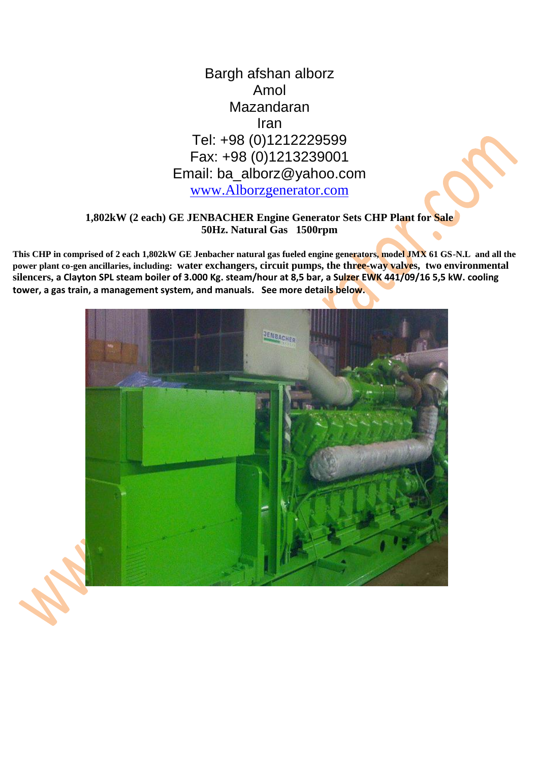Bargh afshan alborz
Amol
Mazandaran
Iran
Tel: +98 (0)1212229599
Fax: +98 (0)1213239001
Email: ba_alborz@yahoo.com
[www.Alborzgenerator.com](http://www.Alborzgenerator.com)

**1,802kW (2 each) GE JENBACHER Engine Generator Sets CHP Plant for Sale**
**50Hz. Natural Gas 1500rpm**

**This CHP in comprised of 2 each 1,802kW GE Jenbacher natural gas fueled engine generators, model JMX 61 GS-N.L and all the power plant co-gen ancillaries, including: water exchangers, circuit pumps, the three-way valves, two environmental silencers, a Clayton SPL steam boiler of 3.000 Kg. steam/hour at 8,5 bar, a Sulzer EWK 441/09/16 5,5 kW. cooling tower, a gas train, a management system, and manuals. See more details below.**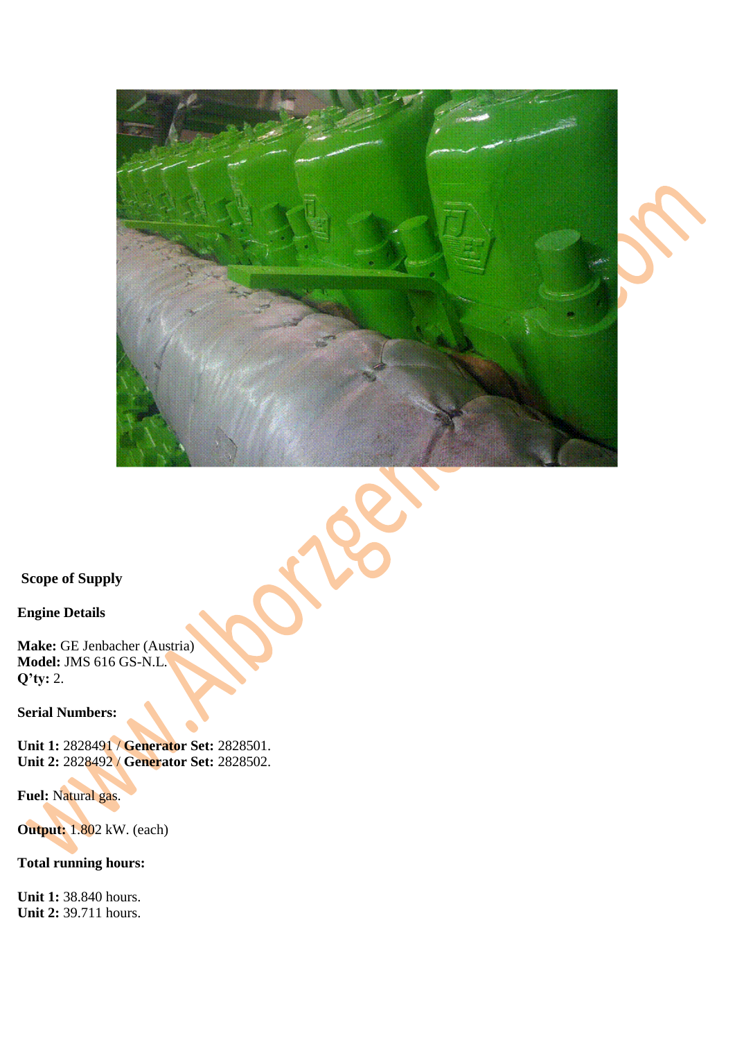**Scope of Supply**

**Engine Details**

**Make:** GE Jenbacher (Austria)
**Model:** JMS 616 GS-N.L.
**Q'ty:** 2.

**Serial Numbers:**

**Unit 1:** 2828491 / **Generator Set:** 2828501.
**Unit 2:** 2828492 / **Generator Set:** 2828502.

**Fuel:** Natural gas.

**Output:** 1.802 kW. (each)

**Total running hours:**

**Unit 1:** 38.840 hours.
**Unit 2:** 39.711 hours.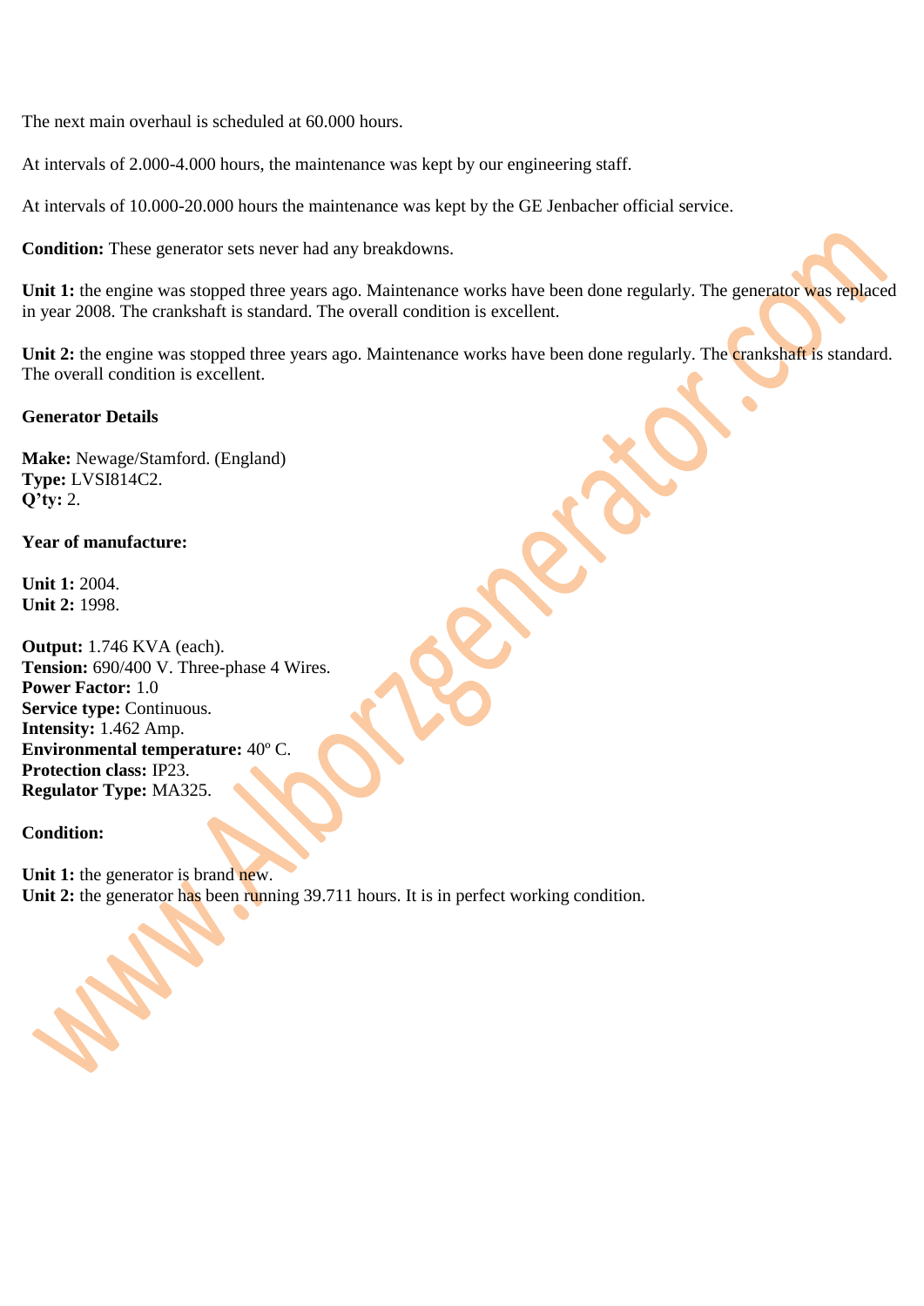The next main overhaul is scheduled at 60.000 hours.

At intervals of 2.000-4.000 hours, the maintenance was kept by our engineering staff.

At intervals of 10.000-20.000 hours the maintenance was kept by the GE Jenbacher official service.

**Condition:** These generator sets never had any breakdowns.

**Unit 1:** the engine was stopped three years ago. Maintenance works have been done regularly. The generator was replaced in year 2008. The crankshaft is standard. The overall condition is excellent.

**Unit 2:** the engine was stopped three years ago. Maintenance works have been done regularly. The crankshaft is standard. The overall condition is excellent.

**Generator Details**

**Make:** Newage/Stamford. (England)
**Type:** LVSI814C2.
**Q'ty:** 2.

**Year of manufacture:**

**Unit 1:** 2004.
**Unit 2:** 1998.

**Output:** 1.746 KVA (each).
**Tension:** 690/400 V. Three-phase 4 Wires.
**Power Factor:** 1.0
**Service type:** Continuous.
**Intensity:** 1.462 Amp.
**Environmental temperature:** 40º C.
**Protection class:** IP23.
**Regulator Type:** MA325.

**Condition:**

**Unit 1:** the generator is brand new.
**Unit 2:** the generator has been running 39.711 hours. It is in perfect working condition.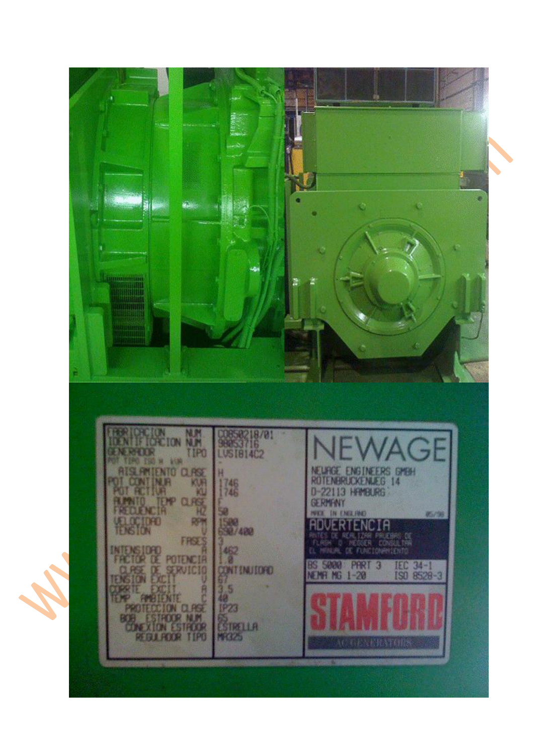| | | |
|---|---|---|
| FABRICACION | NUM | C0850218/01 |
| IDENTIFICACION | NUM | 98053716 |
| GENERADOR | TIPO | LVSI814C2 |
| POT TIPO ISO W | KVA | - |
| AISLAMIENTO | CLASE | H |
| POT CONTINUR | KVA | 1746 |
| POT ACTIVA | KW | 1746 |
| AUMNTO TEMP | CLASE | F |
| FRECUENCIA | HZ | 50 |
| VELOCIDAD | RPM | 1500 |
| TENSION | V | 690/400 |
| | FASES | 3 |
| INTENSIDAD | A | 1462 |
| FACTOR DE POTENCIA | | 1.0 |
| CLASE DE SERVICIO | | CONTINUIDAD |
| TENSION EXCIT | V | 67 |
| CORRTE EXCIT | A | 3.5 |
| TEMP AMBIENTE | C | 40 |
| PROTECCION | CLASE | IP23 |
| BOB ESTATOR | NUM | 65 |
| CONEXION ESTATOR | | ESTRELLA |
| REGULADOR | TIPO | MR325 |

**NEWAGE**

NEWAGE ENGINEERS GMBH
ROTENBRUCKENWEG 14
D-22113 HAMBURG
GERMANY

MADE IN ENGLAND 05/98

**ADVERTENCIA**

ANTES DE REALIZAR PRUEBAS DE FLASH O MEGGER CONSULTAR EL MANUAL DE FUNCIONAMIENTO

BS 5000 PART 3 IEC 34-1
NEMA MG 1-20 ISO 8528-3

**STAMFORD**
AC GENERATORS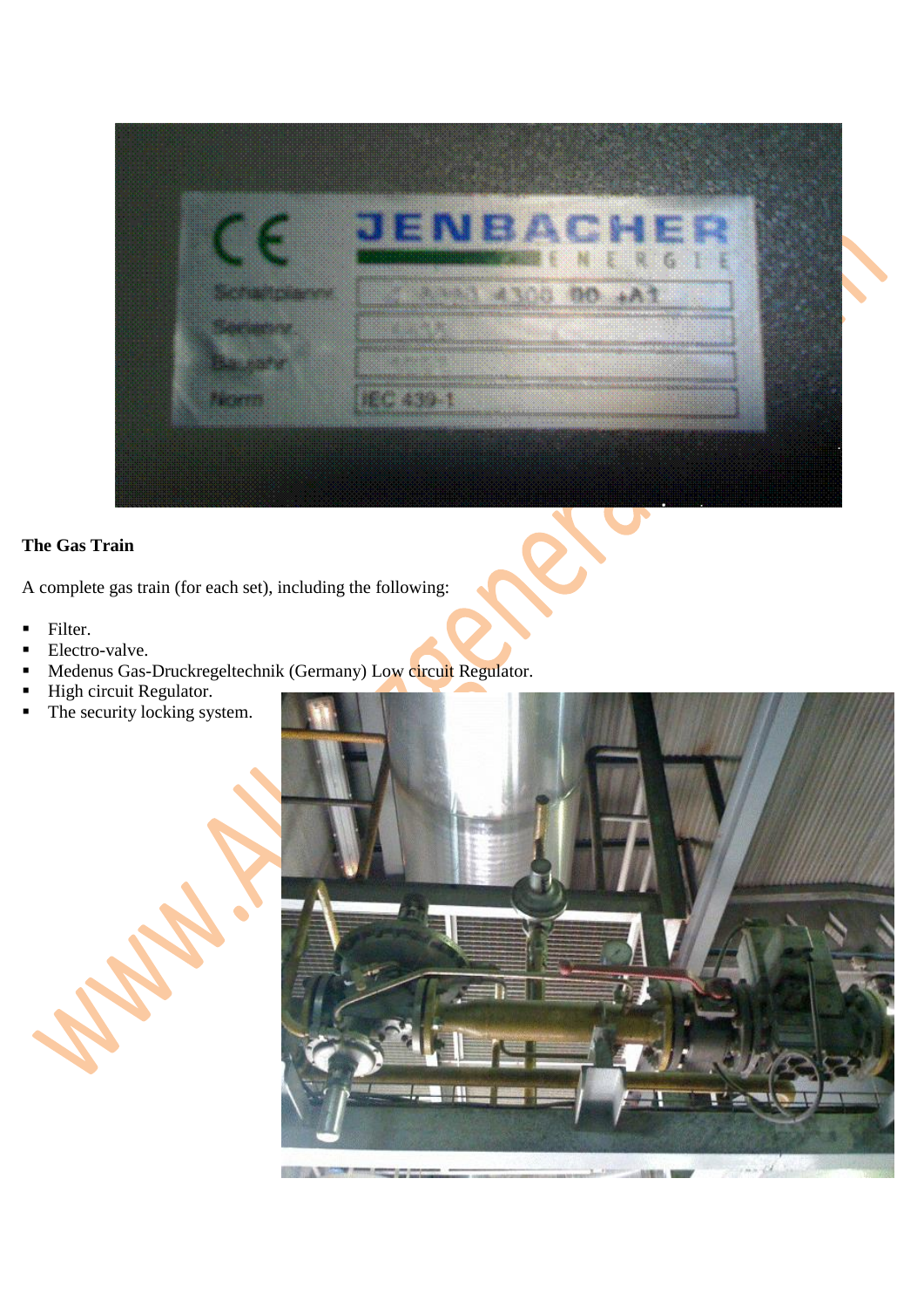**The Gas Train**

A complete gas train (for each set), including the following:

- Filter.
- Electro-valve.
- Medenus Gas-Druckregeltechnik (Germany) Low circuit Regulator.
- High circuit Regulator.
- The security locking system.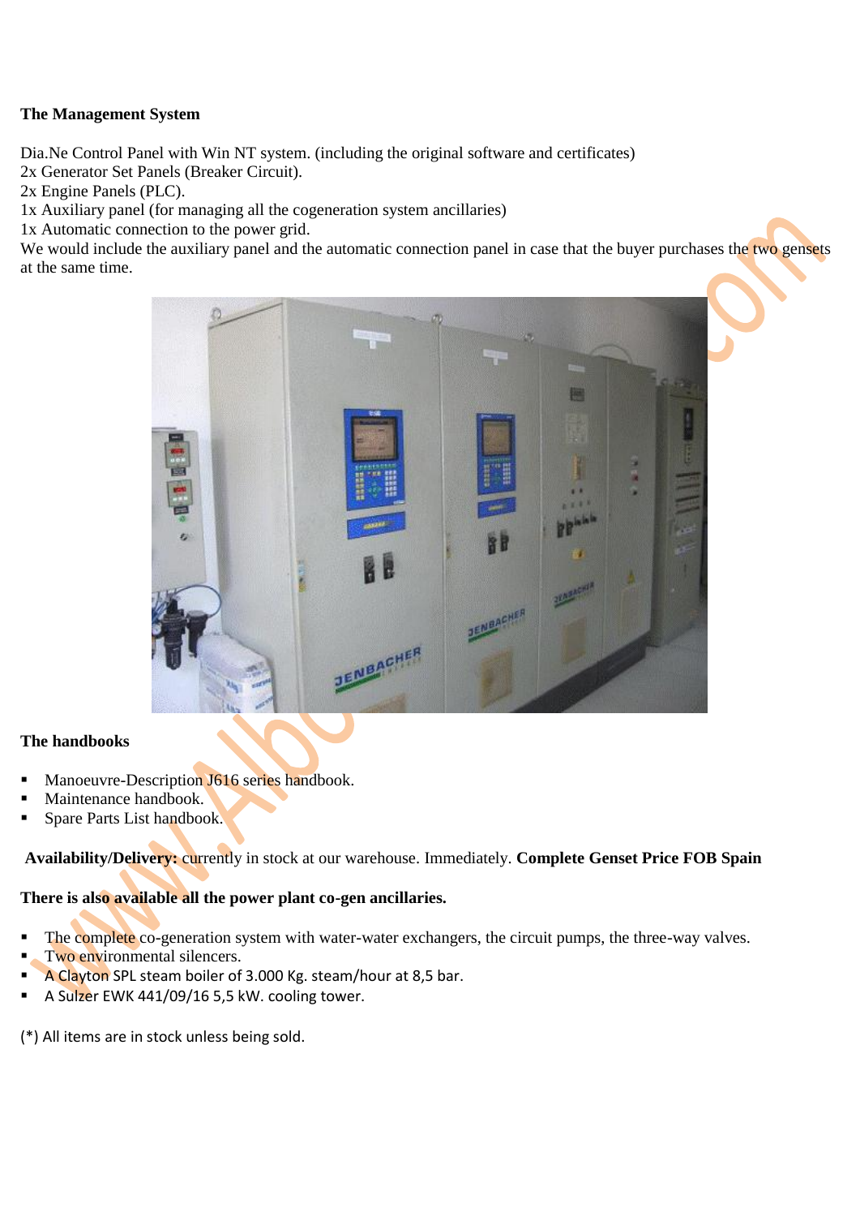**The Management System**

Dia.Ne Control Panel with Win NT system. (including the original software and certificates)
2x Generator Set Panels (Breaker Circuit).
2x Engine Panels (PLC).
1x Auxiliary panel (for managing all the cogeneration system ancillaries)
1x Automatic connection to the power grid.
We would include the auxiliary panel and the automatic connection panel in case that the buyer purchases the two gensets at the same time.

**The handbooks**

- Manoeuvre-Description J616 series handbook.
- Maintenance handbook.
- Spare Parts List handbook.

**Availability/Delivery:** currently in stock at our warehouse. Immediately. **Complete Genset Price FOB Spain**

**There is also available all the power plant co-gen ancillaries.**

- The complete co-generation system with water-water exchangers, the circuit pumps, the three-way valves.
- Two environmental silencers.
- A Clayton SPL steam boiler of 3.000 Kg. steam/hour at 8,5 bar.
- A Sulzer EWK 441/09/16 5,5 kW. cooling tower.

(*) All items are in stock unless being sold.